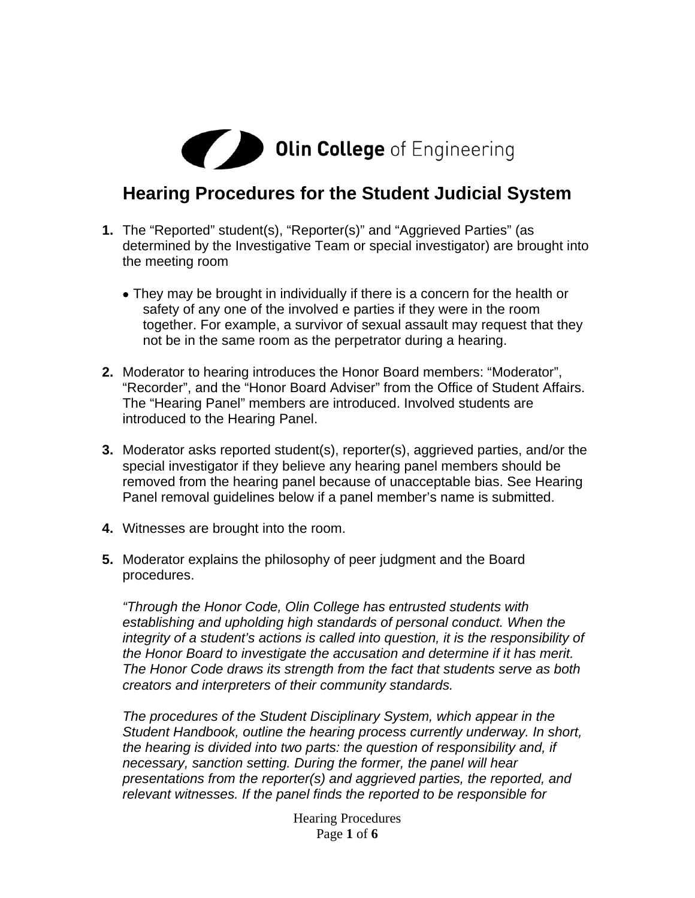Olin College of Engineering

# Hearing Procedures for the Student Judicial System

1. The “Reported” student(s), “Reporter(s)” and “Aggrieved Parties” (as determined by the Investigative Team or special investigator) are brought into the meeting room

   - They may be brought in individually if there is a concern for the health or safety of any one of the involved e parties if they were in the room together. For example, a survivor of sexual assault may request that they not be in the same room as the perpetrator during a hearing.

2. Moderator to hearing introduces the Honor Board members: “Moderator”, “Recorder”, and the “Honor Board Adviser” from the Office of Student Affairs. The “Hearing Panel” members are introduced. Involved students are introduced to the Hearing Panel.

3. Moderator asks reported student(s), reporter(s), aggrieved parties, and/or the special investigator if they believe any hearing panel members should be removed from the hearing panel because of unacceptable bias. See Hearing Panel removal guidelines below if a panel member’s name is submitted.

4. Witnesses are brought into the room.

5. Moderator explains the philosophy of peer judgment and the Board procedures.

   *“Through the Honor Code, Olin College has entrusted students with establishing and upholding high standards of personal conduct. When the integrity of a student’s actions is called into question, it is the responsibility of the Honor Board to investigate the accusation and determine if it has merit. The Honor Code draws its strength from the fact that students serve as both creators and interpreters of their community standards.*

   *The procedures of the Student Disciplinary System, which appear in the Student Handbook, outline the hearing process currently underway. In short, the hearing is divided into two parts: the question of responsibility and, if necessary, sanction setting. During the former, the panel will hear presentations from the reporter(s) and aggrieved parties, the reported, and relevant witnesses. If the panel finds the reported to be responsible for*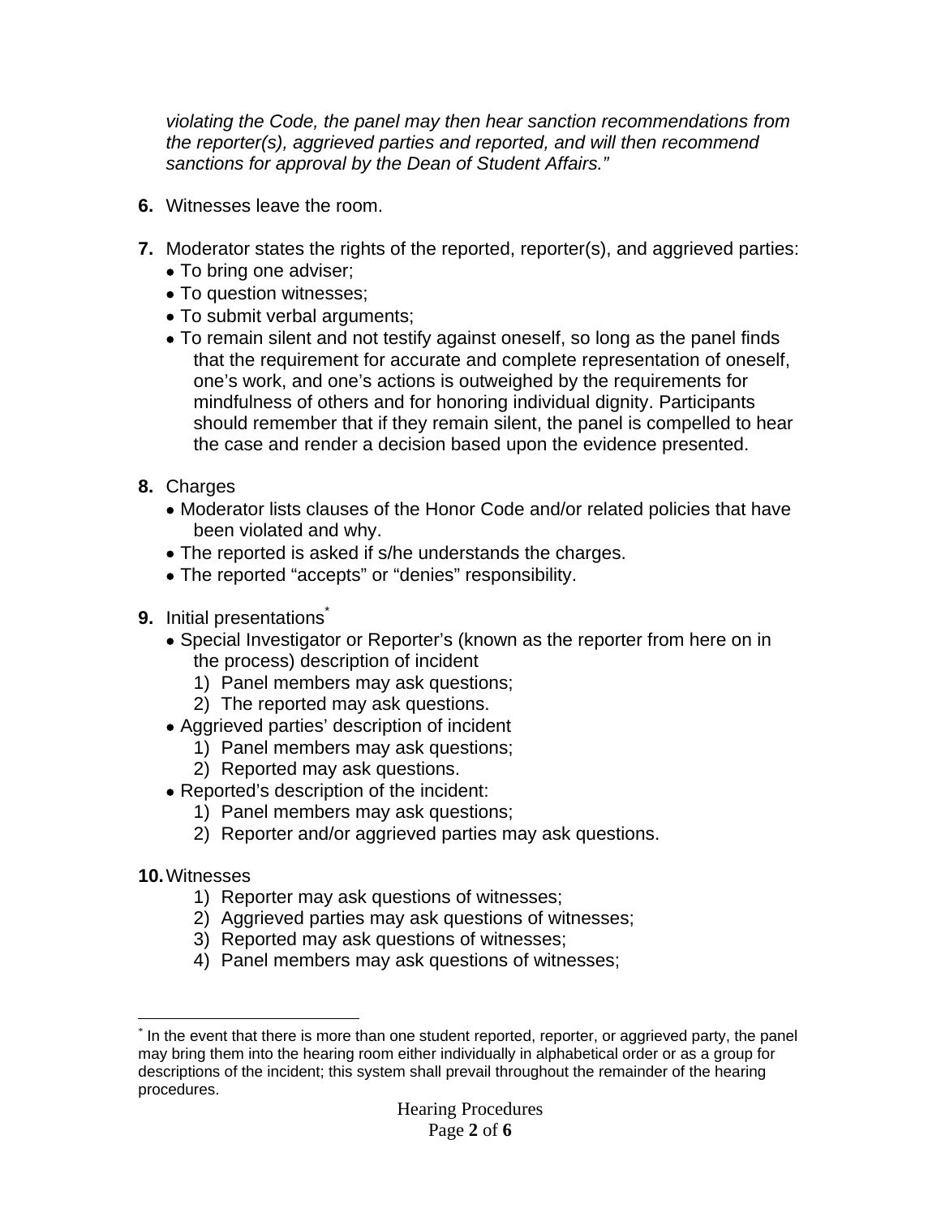*violating the Code, the panel may then hear sanction recommendations from the reporter(s), aggrieved parties and reported, and will then recommend sanctions for approval by the Dean of Student Affairs."*

**6.** Witnesses leave the room.

**7.** Moderator states the rights of the reported, reporter(s), and aggrieved parties:
- To bring one adviser;
- To question witnesses;
- To submit verbal arguments;
- To remain silent and not testify against oneself, so long as the panel finds that the requirement for accurate and complete representation of oneself, one's work, and one's actions is outweighed by the requirements for mindfulness of others and for honoring individual dignity. Participants should remember that if they remain silent, the panel is compelled to hear the case and render a decision based upon the evidence presented.

**8.** Charges
- Moderator lists clauses of the Honor Code and/or related policies that have been violated and why.
- The reported is asked if s/he understands the charges.
- The reported "accepts" or "denies" responsibility.

**9.** Initial presentations*
- Special Investigator or Reporter's (known as the reporter from here on in the process) description of incident
  1) Panel members may ask questions;
  2) The reported may ask questions.
- Aggrieved parties' description of incident
  1) Panel members may ask questions;
  2) Reported may ask questions.
- Reported's description of the incident:
  1) Panel members may ask questions;
  2) Reporter and/or aggrieved parties may ask questions.

**10.** Witnesses
  1) Reporter may ask questions of witnesses;
  2) Aggrieved parties may ask questions of witnesses;
  3) Reported may ask questions of witnesses;
  4) Panel members may ask questions of witnesses;

---

* In the event that there is more than one student reported, reporter, or aggrieved party, the panel may bring them into the hearing room either individually in alphabetical order or as a group for descriptions of the incident; this system shall prevail throughout the remainder of the hearing procedures.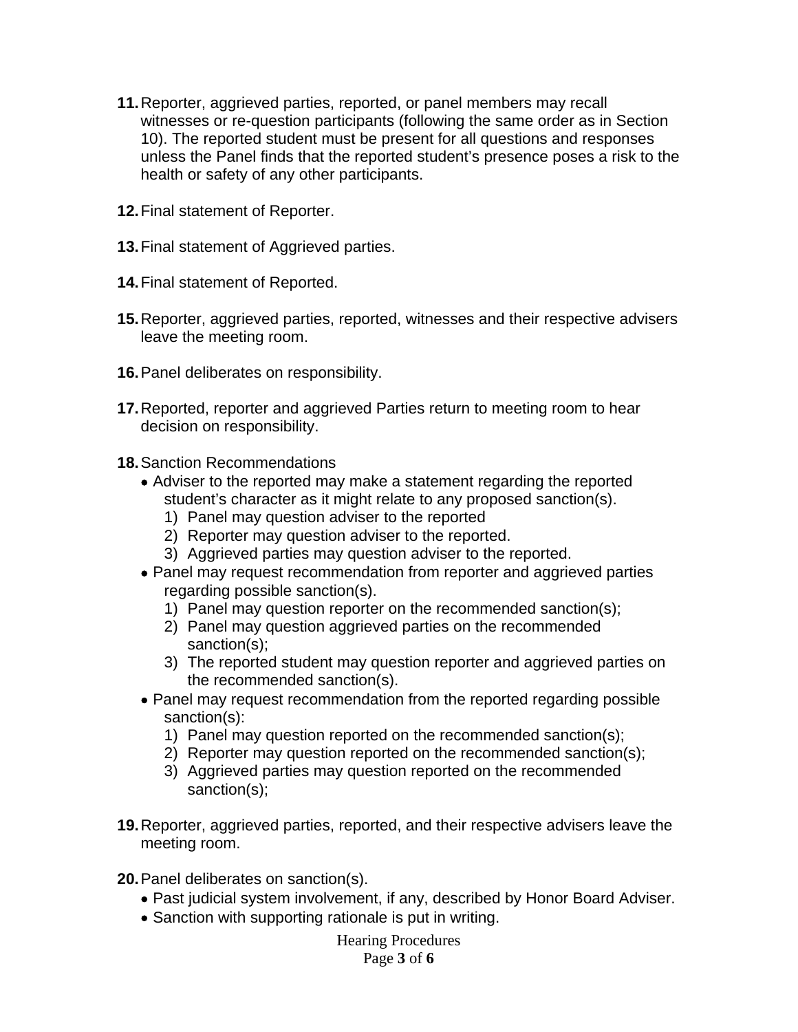**11.** Reporter, aggrieved parties, reported, or panel members may recall witnesses or re-question participants (following the same order as in Section 10). The reported student must be present for all questions and responses unless the Panel finds that the reported student's presence poses a risk to the health or safety of any other participants.

**12.** Final statement of Reporter.

**13.** Final statement of Aggrieved parties.

**14.** Final statement of Reported.

**15.** Reporter, aggrieved parties, reported, witnesses and their respective advisers leave the meeting room.

**16.** Panel deliberates on responsibility.

**17.** Reported, reporter and aggrieved Parties return to meeting room to hear decision on responsibility.

**18.** Sanction Recommendations

- Adviser to the reported may make a statement regarding the reported student's character as it might relate to any proposed sanction(s).
  1) Panel may question adviser to the reported
  2) Reporter may question adviser to the reported.
  3) Aggrieved parties may question adviser to the reported.
- Panel may request recommendation from reporter and aggrieved parties regarding possible sanction(s).
  1) Panel may question reporter on the recommended sanction(s);
  2) Panel may question aggrieved parties on the recommended sanction(s);
  3) The reported student may question reporter and aggrieved parties on the recommended sanction(s).
- Panel may request recommendation from the reported regarding possible sanction(s):
  1) Panel may question reported on the recommended sanction(s);
  2) Reporter may question reported on the recommended sanction(s);
  3) Aggrieved parties may question reported on the recommended sanction(s);

**19.** Reporter, aggrieved parties, reported, and their respective advisers leave the meeting room.

**20.** Panel deliberates on sanction(s).

- Past judicial system involvement, if any, described by Honor Board Adviser.
- Sanction with supporting rationale is put in writing.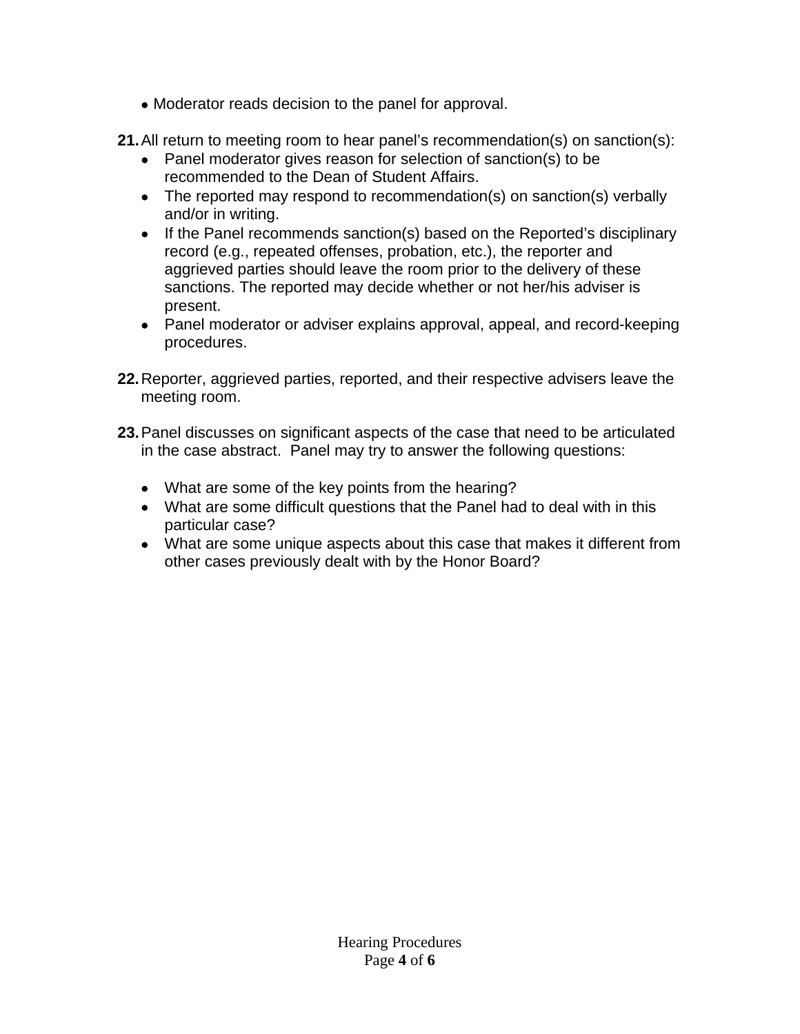- Moderator reads decision to the panel for approval.

**21.** All return to meeting room to hear panel's recommendation(s) on sanction(s):
   - Panel moderator gives reason for selection of sanction(s) to be recommended to the Dean of Student Affairs.
   - The reported may respond to recommendation(s) on sanction(s) verbally and/or in writing.
   - If the Panel recommends sanction(s) based on the Reported's disciplinary record (e.g., repeated offenses, probation, etc.), the reporter and aggrieved parties should leave the room prior to the delivery of these sanctions. The reported may decide whether or not her/his adviser is present.
   - Panel moderator or adviser explains approval, appeal, and record-keeping procedures.

**22.** Reporter, aggrieved parties, reported, and their respective advisers leave the meeting room.

**23.** Panel discusses on significant aspects of the case that need to be articulated in the case abstract. Panel may try to answer the following questions:

   - What are some of the key points from the hearing?
   - What are some difficult questions that the Panel had to deal with in this particular case?
   - What are some unique aspects about this case that makes it different from other cases previously dealt with by the Honor Board?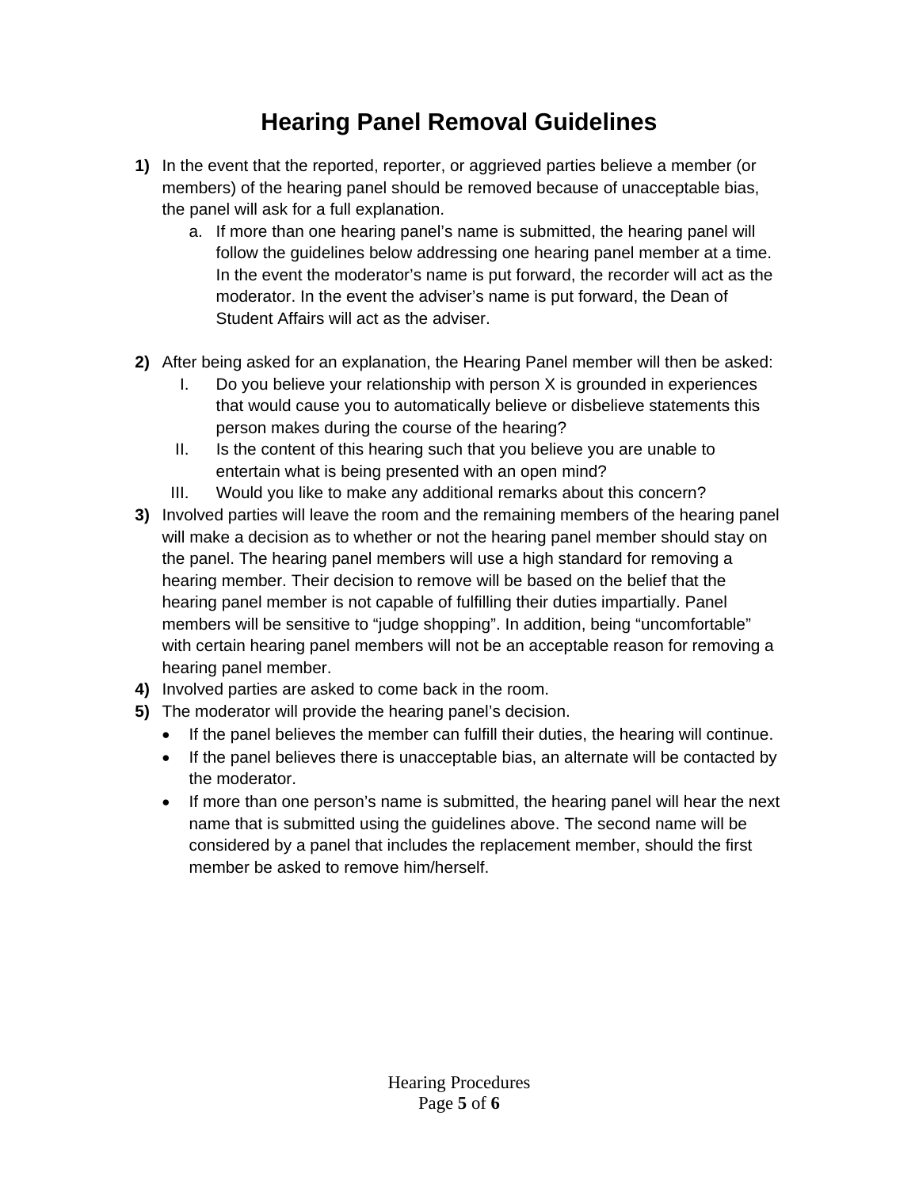# Hearing Panel Removal Guidelines

**1)** In the event that the reported, reporter, or aggrieved parties believe a member (or members) of the hearing panel should be removed because of unacceptable bias, the panel will ask for a full explanation.

   a. If more than one hearing panel's name is submitted, the hearing panel will follow the guidelines below addressing one hearing panel member at a time. In the event the moderator's name is put forward, the recorder will act as the moderator. In the event the adviser's name is put forward, the Dean of Student Affairs will act as the adviser.

**2)** After being asked for an explanation, the Hearing Panel member will then be asked:

   I. Do you believe your relationship with person X is grounded in experiences that would cause you to automatically believe or disbelieve statements this person makes during the course of the hearing?

   II. Is the content of this hearing such that you believe you are unable to entertain what is being presented with an open mind?

   III. Would you like to make any additional remarks about this concern?

**3)** Involved parties will leave the room and the remaining members of the hearing panel will make a decision as to whether or not the hearing panel member should stay on the panel. The hearing panel members will use a high standard for removing a hearing member. Their decision to remove will be based on the belief that the hearing panel member is not capable of fulfilling their duties impartially. Panel members will be sensitive to "judge shopping". In addition, being "uncomfortable" with certain hearing panel members will not be an acceptable reason for removing a hearing panel member.

**4)** Involved parties are asked to come back in the room.

**5)** The moderator will provide the hearing panel's decision.

- If the panel believes the member can fulfill their duties, the hearing will continue.
- If the panel believes there is unacceptable bias, an alternate will be contacted by the moderator.
- If more than one person's name is submitted, the hearing panel will hear the next name that is submitted using the guidelines above. The second name will be considered by a panel that includes the replacement member, should the first member be asked to remove him/herself.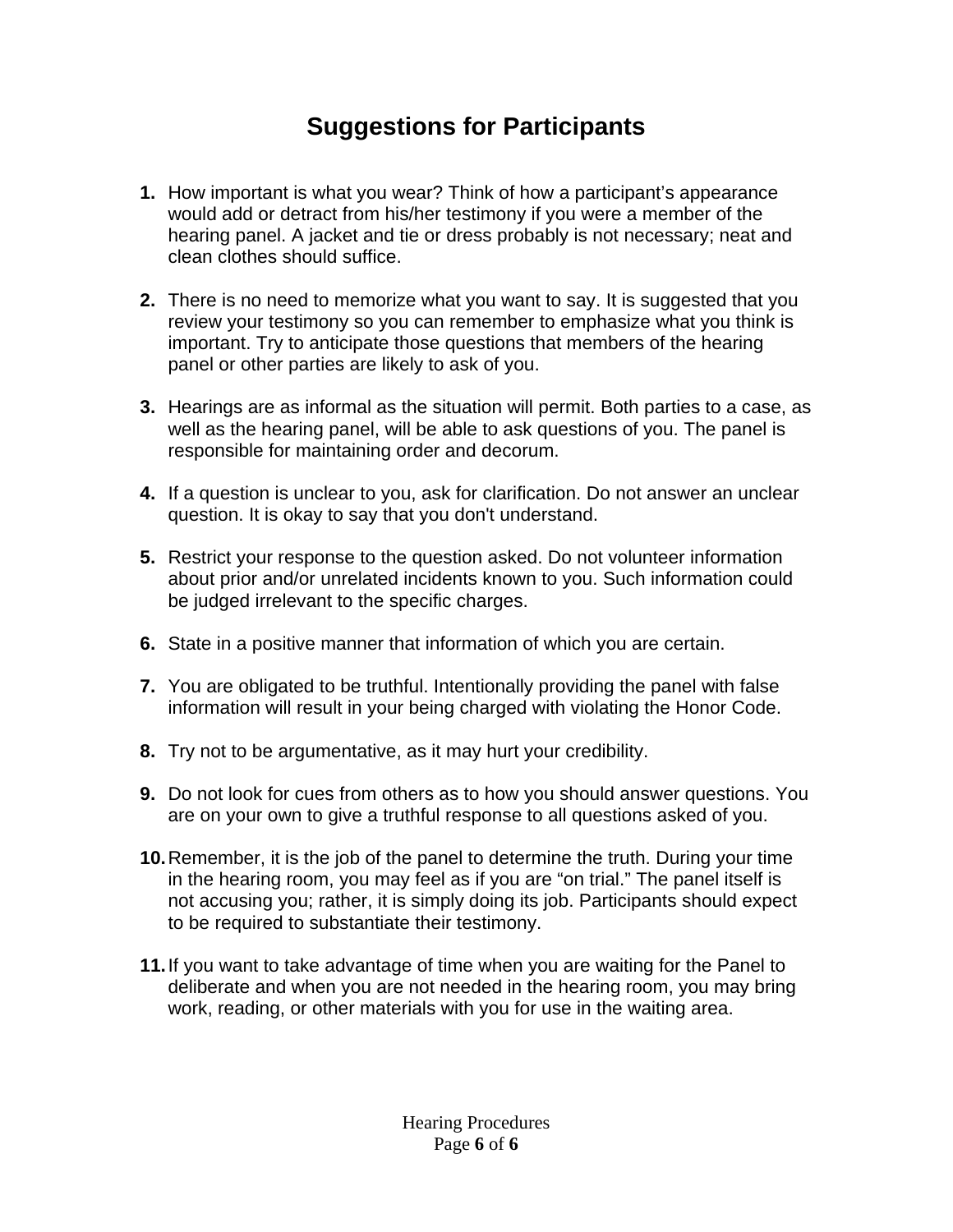# Suggestions for Participants

1. How important is what you wear? Think of how a participant's appearance would add or detract from his/her testimony if you were a member of the hearing panel. A jacket and tie or dress probably is not necessary; neat and clean clothes should suffice.

2. There is no need to memorize what you want to say. It is suggested that you review your testimony so you can remember to emphasize what you think is important. Try to anticipate those questions that members of the hearing panel or other parties are likely to ask of you.

3. Hearings are as informal as the situation will permit. Both parties to a case, as well as the hearing panel, will be able to ask questions of you. The panel is responsible for maintaining order and decorum.

4. If a question is unclear to you, ask for clarification. Do not answer an unclear question. It is okay to say that you don't understand.

5. Restrict your response to the question asked. Do not volunteer information about prior and/or unrelated incidents known to you. Such information could be judged irrelevant to the specific charges.

6. State in a positive manner that information of which you are certain.

7. You are obligated to be truthful. Intentionally providing the panel with false information will result in your being charged with violating the Honor Code.

8. Try not to be argumentative, as it may hurt your credibility.

9. Do not look for cues from others as to how you should answer questions. You are on your own to give a truthful response to all questions asked of you.

10. Remember, it is the job of the panel to determine the truth. During your time in the hearing room, you may feel as if you are "on trial." The panel itself is not accusing you; rather, it is simply doing its job. Participants should expect to be required to substantiate their testimony.

11. If you want to take advantage of time when you are waiting for the Panel to deliberate and when you are not needed in the hearing room, you may bring work, reading, or other materials with you for use in the waiting area.